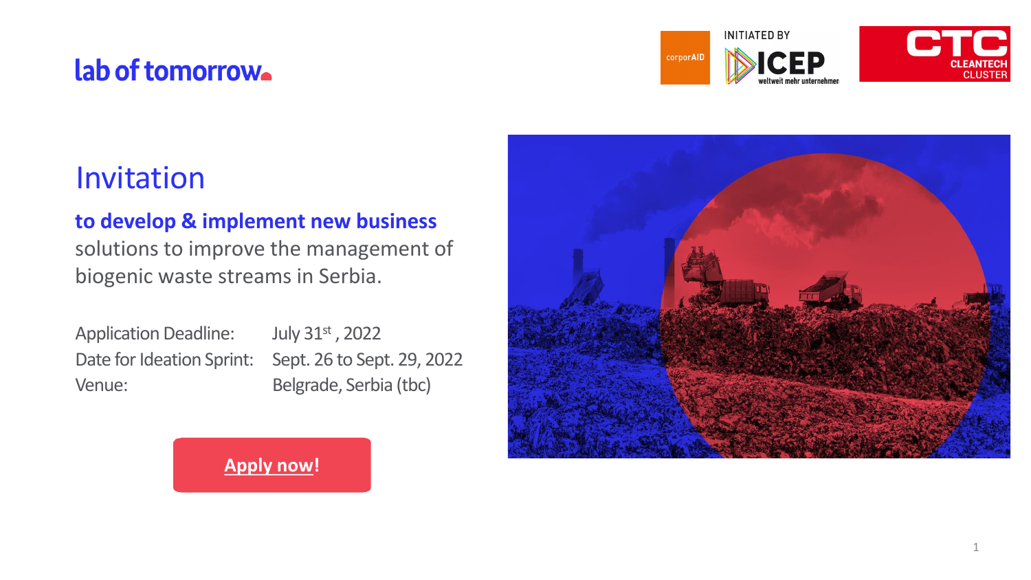lab of tomorrow

corporAID

INITIATED BY

ICEP weltweit mehr unternehmen

CTC CLEANTECH CLUSTER

# Invitation

**to develop & implement new business** solutions to improve the management of biogenic waste streams in Serbia.

| | |
|---|---|
| Application Deadline: | July 31st, 2022 |
| Date for Ideation Sprint: | Sept. 26 to Sept. 29, 2022 |
| Venue: | Belgrade, Serbia (tbc) |

**Apply now!**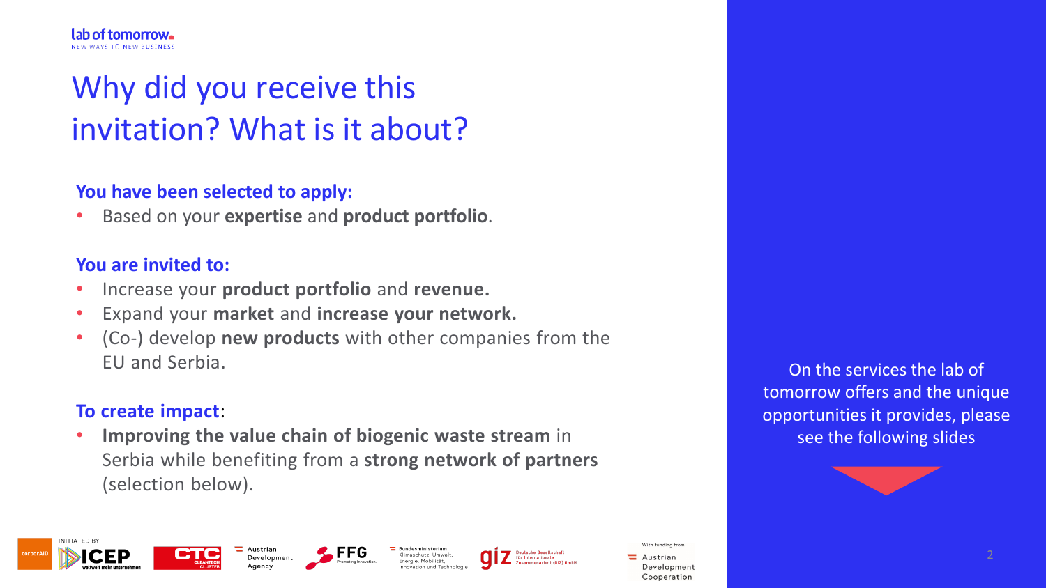# Why did you receive this invitation? What is it about?

**You have been selected to apply:**

- Based on your **expertise** and **product portfolio**.

**You are invited to:**

- Increase your **product portfolio** and **revenue.**
- Expand your **market** and **increase your network.**
- (Co-) develop **new products** with other companies from the EU and Serbia.

**To create impact**:

- **Improving the value chain of biogenic waste stream** in Serbia while benefiting from a **strong network of partners** (selection below).

On the services the lab of tomorrow offers and the unique opportunities it provides, please see the following slides

INITIATED BY

With funding from Austrian Development Cooperation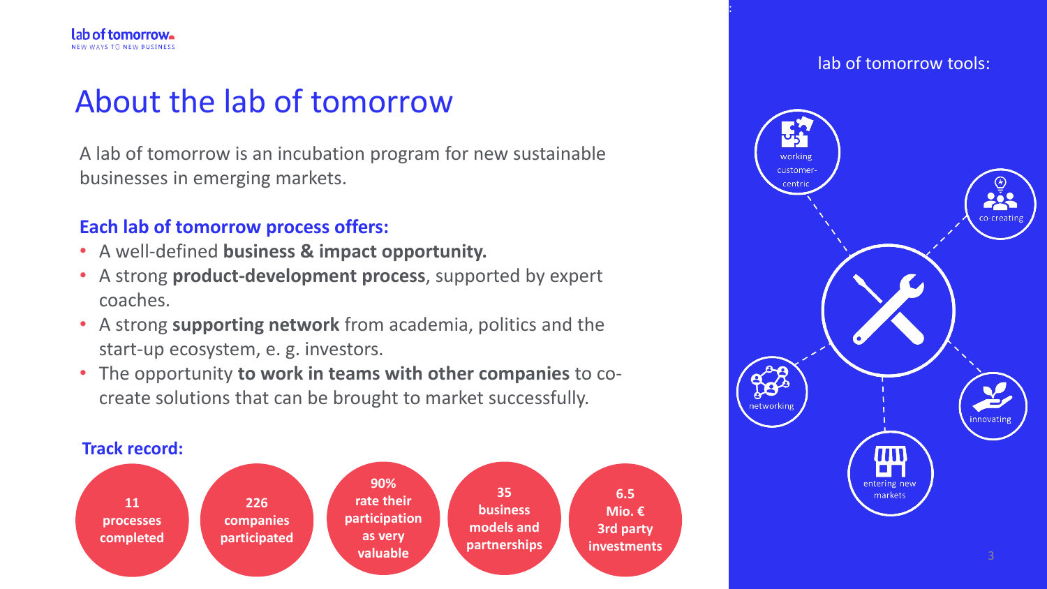# About the lab of tomorrow

A lab of tomorrow is an incubation program for new sustainable businesses in emerging markets.

**Each lab of tomorrow process offers:**

- A well-defined **business & impact opportunity.**
- A strong **product-development process**, supported by expert coaches.
- A strong **supporting network** from academia, politics and the start-up ecosystem, e. g. investors.
- The opportunity **to work in teams with other companies** to co-create solutions that can be brought to market successfully.

**Track record:**

- **11 processes completed**
- **226 companies participated**
- **90% rate their participation as very valuable**
- **35 business models and partnerships**
- **6.5 Mio. € 3rd party investments**

lab of tomorrow tools:

- working customer-centric
- co-creating
- networking
- innovating
- entering new markets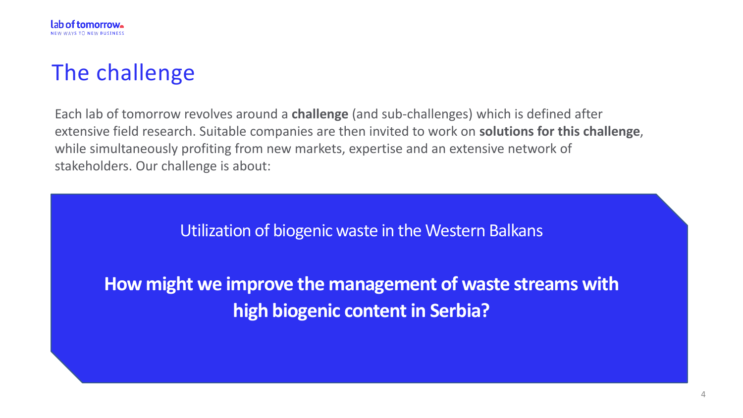# The challenge

Each lab of tomorrow revolves around a **challenge** (and sub-challenges) which is defined after extensive field research. Suitable companies are then invited to work on **solutions for this challenge**, while simultaneously profiting from new markets, expertise and an extensive network of stakeholders. Our challenge is about:

Utilization of biogenic waste in the Western Balkans

**How might we improve the management of waste streams with high biogenic content in Serbia?**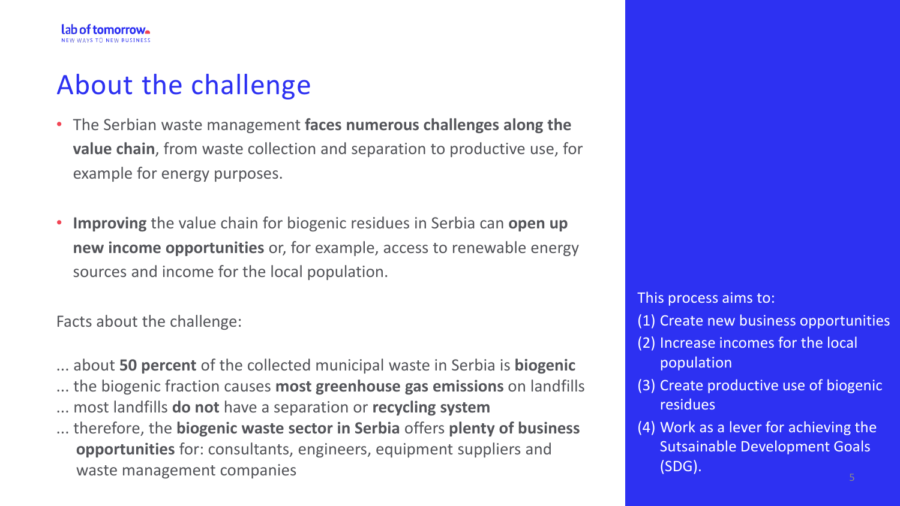# About the challenge

- The Serbian waste management **faces numerous challenges along the value chain**, from waste collection and separation to productive use, for example for energy purposes.
- **Improving** the value chain for biogenic residues in Serbia can **open up new income opportunities** or, for example, access to renewable energy sources and income for the local population.

Facts about the challenge:

... about **50 percent** of the collected municipal waste in Serbia is **biogenic**
... the biogenic fraction causes **most greenhouse gas emissions** on landfills
... most landfills **do not** have a separation or **recycling system**
... therefore, the **biogenic waste sector in Serbia** offers **plenty of business opportunities** for: consultants, engineers, equipment suppliers and waste management companies

This process aims to:

(1) Create new business opportunities
(2) Increase incomes for the local population
(3) Create productive use of biogenic residues
(4) Work as a lever for achieving the Sutsainable Development Goals (SDG).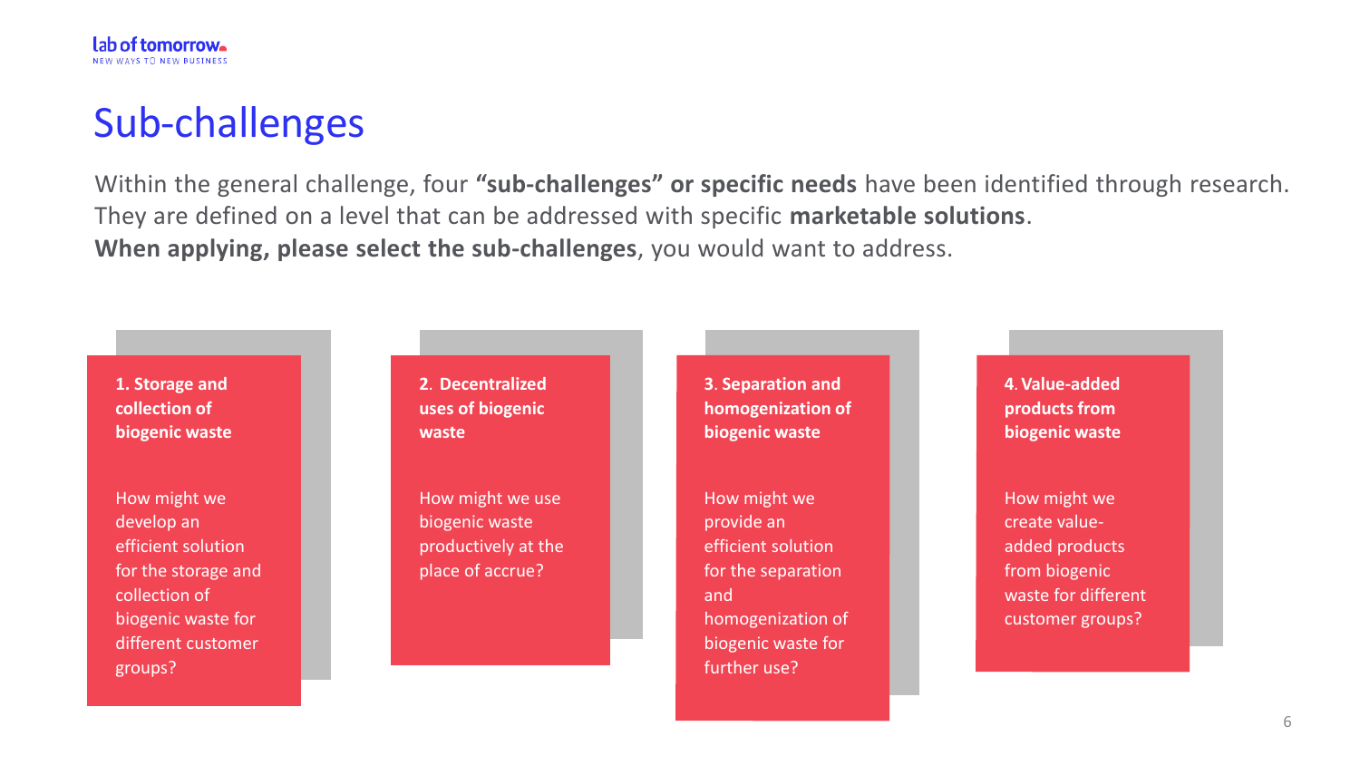# Sub-challenges

Within the general challenge, four **"sub-challenges" or specific needs** have been identified through research. They are defined on a level that can be addressed with specific **marketable solutions**.
**When applying, please select the sub-challenges**, you would want to address.

**1. Storage and collection of biogenic waste**

How might we develop an efficient solution for the storage and collection of biogenic waste for different customer groups?

**2. Decentralized uses of biogenic waste**

How might we use biogenic waste productively at the place of accrue?

**3. Separation and homogenization of biogenic waste**

How might we provide an efficient solution for the separation and homogenization of biogenic waste for further use?

**4. Value-added products from biogenic waste**

How might we create value-added products from biogenic waste for different customer groups?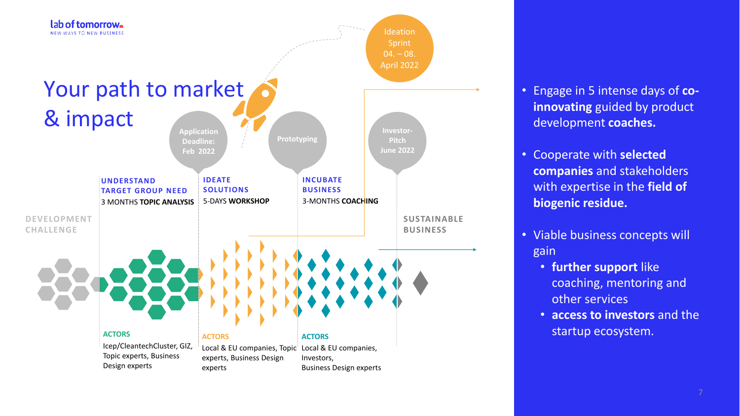# Your path to market & impact

Ideation Sprint 04. – 08. April 2022

Application Deadline: Feb 2022

Prototyping

Investor-Pitch June 2022

DEVELOPMENT CHALLENGE

**UNDERSTAND TARGET GROUP NEED**
3 MONTHS **TOPIC ANALYSIS**

**ACTORS**
Icep/CleantechCluster, GIZ, Topic experts, Business Design experts

**IDEATE SOLUTIONS**
5-DAYS **WORKSHOP**

**ACTORS**
Local & EU companies, Topic experts, Business Design experts

**INCUBATE BUSINESS**
3-MONTHS **COACHING**

**ACTORS**
Local & EU companies, Investors, Business Design experts

SUSTAINABLE BUSINESS

- Engage in 5 intense days of **co-innovating** guided by product development **coaches.**
- Cooperate with **selected companies** and stakeholders with expertise in the **field of biogenic residue.**
- Viable business concepts will gain
  - **further support** like coaching, mentoring and other services
  - **access to investors** and the startup ecosystem.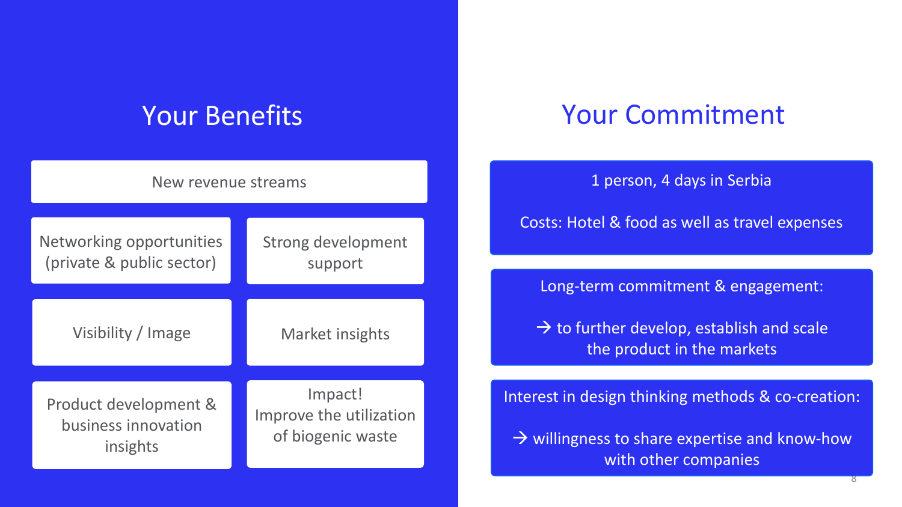## Your Benefits

- New revenue streams
- Networking opportunities (private & public sector)
- Strong development support
- Visibility / Image
- Market insights
- Product development & business innovation insights
- Impact! Improve the utilization of biogenic waste

## Your Commitment

1 person, 4 days in Serbia

Costs: Hotel & food as well as travel expenses

Long-term commitment & engagement:

→ to further develop, establish and scale the product in the markets

Interest in design thinking methods & co-creation:

→ willingness to share expertise and know-how with other companies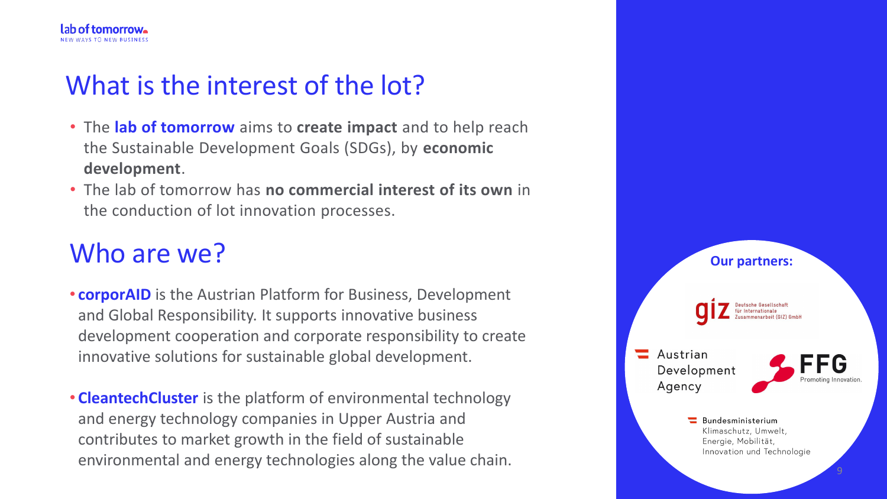# What is the interest of the lot?

- The **lab of tomorrow** aims to **create impact** and to help reach the Sustainable Development Goals (SDGs), by **economic development**.
- The lab of tomorrow has **no commercial interest of its own** in the conduction of lot innovation processes.

# Who are we?

- **corporAID** is the Austrian Platform for Business, Development and Global Responsibility. It supports innovative business development cooperation and corporate responsibility to create innovative solutions for sustainable global development.

- **CleantechCluster** is the platform of environmental technology and energy technology companies in Upper Austria and contributes to market growth in the field of sustainable environmental and energy technologies along the value chain.

**Our partners:**

giz Deutsche Gesellschaft für Internationale Zusammenarbeit (GIZ) GmbH

Austrian Development Agency

FFG Promoting Innovation.

Bundesministerium Klimaschutz, Umwelt, Energie, Mobilität, Innovation und Technologie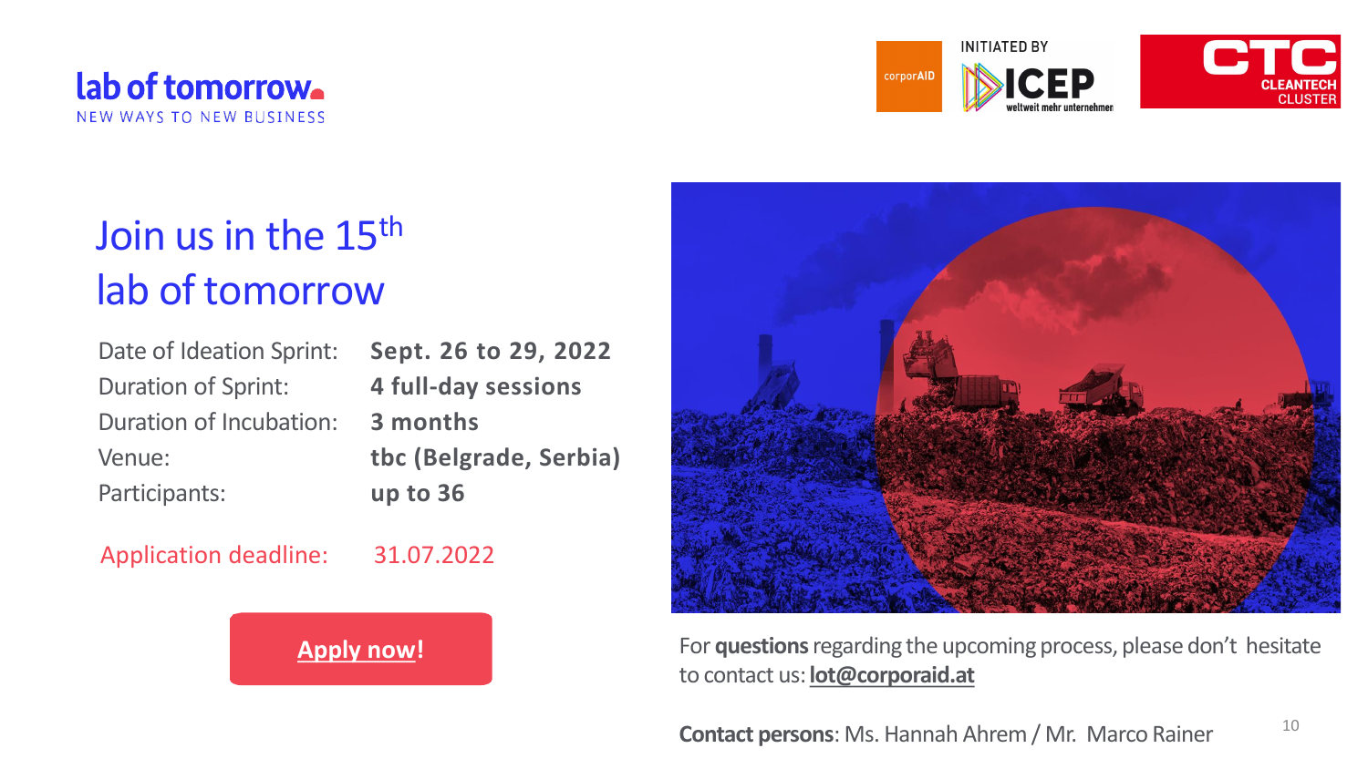lab of tomorrow
NEW WAYS TO NEW BUSINESS

corporAID

INITIATED BY ICEP weltweit mehr unternehmen

CTC CLEANTECH CLUSTER

# Join us in the 15th lab of tomorrow

| | |
|---|---|
| Date of Ideation Sprint: | **Sept. 26 to 29, 2022** |
| Duration of Sprint: | **4 full-day sessions** |
| Duration of Incubation: | **3 months** |
| Venue: | **tbc (Belgrade, Serbia)** |
| Participants: | **up to 36** |

Application deadline: 31.07.2022

**Apply now!**

For **questions** regarding the upcoming process, please don't hesitate to contact us: **lot@corporaid.at**

**Contact persons**: Ms. Hannah Ahrem / Mr. Marco Rainer